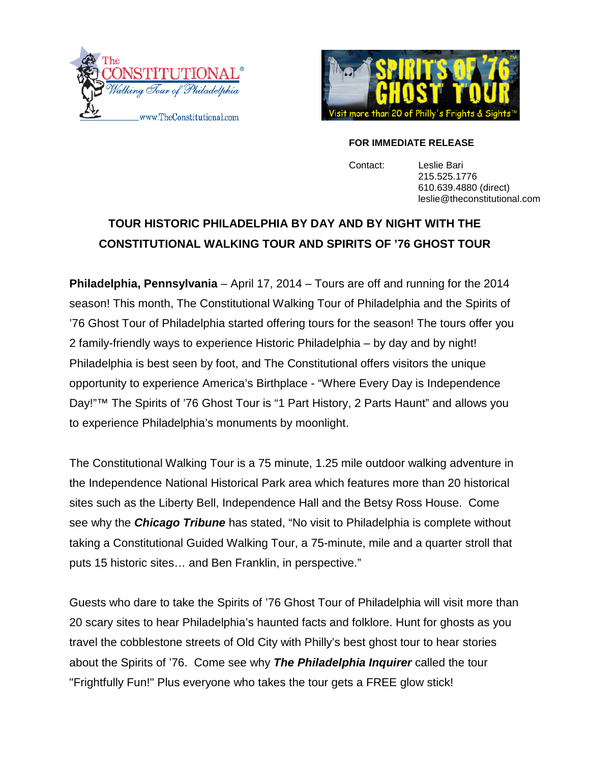**FOR IMMEDIATE RELEASE**

Contact: Leslie Bari
215.525.1776
610.639.4880 (direct)
leslie@theconstitutional.com

# TOUR HISTORIC PHILADELPHIA BY DAY AND BY NIGHT WITH THE CONSTITUTIONAL WALKING TOUR AND SPIRITS OF '76 GHOST TOUR

**Philadelphia, Pennsylvania** – April 17, 2014 – Tours are off and running for the 2014 season! This month, The Constitutional Walking Tour of Philadelphia and the Spirits of '76 Ghost Tour of Philadelphia started offering tours for the season! The tours offer you 2 family-friendly ways to experience Historic Philadelphia – by day and by night! Philadelphia is best seen by foot, and The Constitutional offers visitors the unique opportunity to experience America's Birthplace - "Where Every Day is Independence Day!"™ The Spirits of '76 Ghost Tour is "1 Part History, 2 Parts Haunt" and allows you to experience Philadelphia's monuments by moonlight.

The Constitutional Walking Tour is a 75 minute, 1.25 mile outdoor walking adventure in the Independence National Historical Park area which features more than 20 historical sites such as the Liberty Bell, Independence Hall and the Betsy Ross House. Come see why the ***Chicago Tribune*** has stated, "No visit to Philadelphia is complete without taking a Constitutional Guided Walking Tour, a 75-minute, mile and a quarter stroll that puts 15 historic sites… and Ben Franklin, in perspective."

Guests who dare to take the Spirits of '76 Ghost Tour of Philadelphia will visit more than 20 scary sites to hear Philadelphia's haunted facts and folklore. Hunt for ghosts as you travel the cobblestone streets of Old City with Philly's best ghost tour to hear stories about the Spirits of '76. Come see why ***The Philadelphia Inquirer*** called the tour "Frightfully Fun!" Plus everyone who takes the tour gets a FREE glow stick!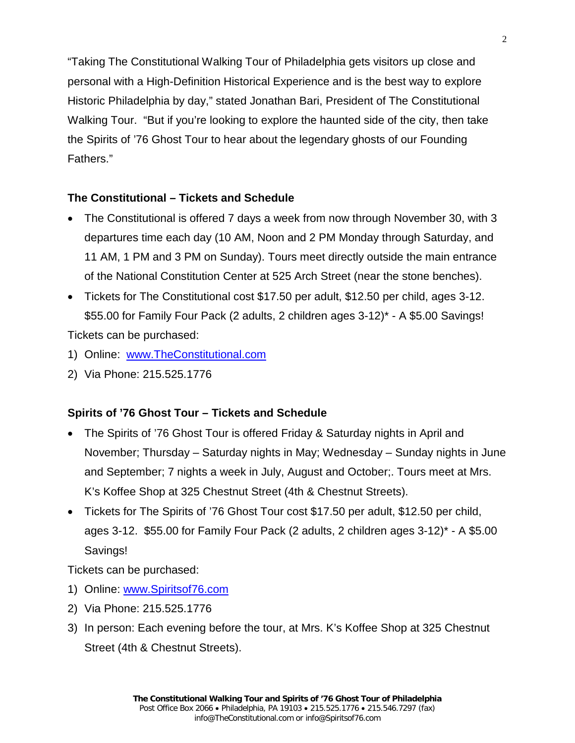"Taking The Constitutional Walking Tour of Philadelphia gets visitors up close and personal with a High-Definition Historical Experience and is the best way to explore Historic Philadelphia by day," stated Jonathan Bari, President of The Constitutional Walking Tour. "But if you're looking to explore the haunted side of the city, then take the Spirits of '76 Ghost Tour to hear about the legendary ghosts of our Founding Fathers."

**The Constitutional – Tickets and Schedule**

- The Constitutional is offered 7 days a week from now through November 30, with 3 departures time each day (10 AM, Noon and 2 PM Monday through Saturday, and 11 AM, 1 PM and 3 PM on Sunday). Tours meet directly outside the main entrance of the National Constitution Center at 525 Arch Street (near the stone benches).
- Tickets for The Constitutional cost $17.50 per adult, $12.50 per child, ages 3-12. $55.00 for Family Four Pack (2 adults, 2 children ages 3-12)* - A $5.00 Savings!

Tickets can be purchased:

1) Online: [www.TheConstitutional.com](http://www.TheConstitutional.com)
2) Via Phone: 215.525.1776

**Spirits of '76 Ghost Tour – Tickets and Schedule**

- The Spirits of '76 Ghost Tour is offered Friday & Saturday nights in April and November; Thursday – Saturday nights in May; Wednesday – Sunday nights in June and September; 7 nights a week in July, August and October;. Tours meet at Mrs. K's Koffee Shop at 325 Chestnut Street (4th & Chestnut Streets).
- Tickets for The Spirits of '76 Ghost Tour cost $17.50 per adult, $12.50 per child, ages 3-12. $55.00 for Family Four Pack (2 adults, 2 children ages 3-12)* - A $5.00 Savings!

Tickets can be purchased:

1) Online: [www.Spiritsof76.com](http://www.Spiritsof76.com)
2) Via Phone: 215.525.1776
3) In person: Each evening before the tour, at Mrs. K's Koffee Shop at 325 Chestnut Street (4th & Chestnut Streets).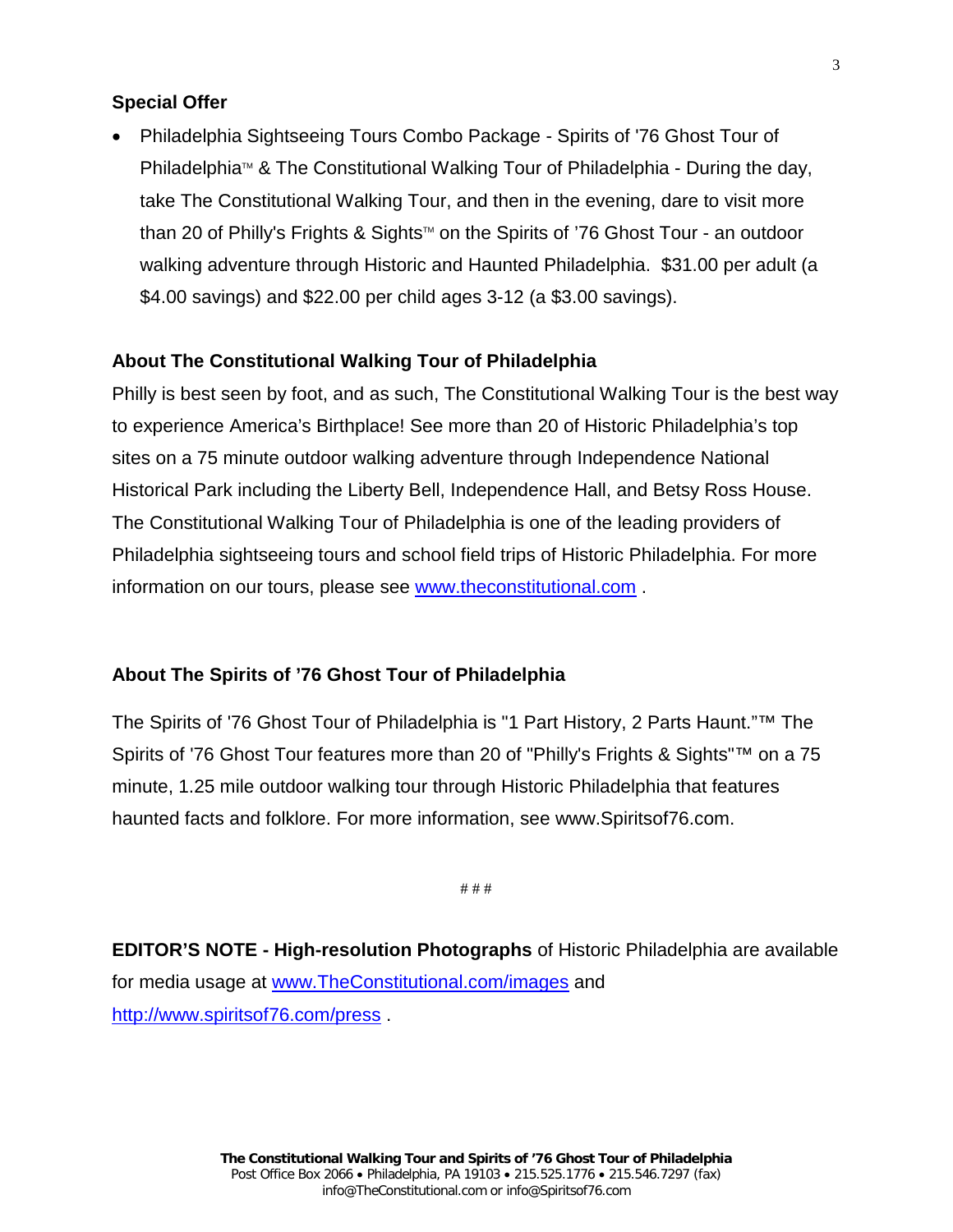**Special Offer**

- Philadelphia Sightseeing Tours Combo Package - Spirits of '76 Ghost Tour of Philadelphia™ & The Constitutional Walking Tour of Philadelphia - During the day, take The Constitutional Walking Tour, and then in the evening, dare to visit more than 20 of Philly's Frights & Sights™ on the Spirits of '76 Ghost Tour - an outdoor walking adventure through Historic and Haunted Philadelphia. $31.00 per adult (a $4.00 savings) and $22.00 per child ages 3-12 (a $3.00 savings).

**About The Constitutional Walking Tour of Philadelphia**

Philly is best seen by foot, and as such, The Constitutional Walking Tour is the best way to experience America's Birthplace! See more than 20 of Historic Philadelphia's top sites on a 75 minute outdoor walking adventure through Independence National Historical Park including the Liberty Bell, Independence Hall, and Betsy Ross House. The Constitutional Walking Tour of Philadelphia is one of the leading providers of Philadelphia sightseeing tours and school field trips of Historic Philadelphia. For more information on our tours, please see www.theconstitutional.com .

**About The Spirits of '76 Ghost Tour of Philadelphia**

The Spirits of '76 Ghost Tour of Philadelphia is "1 Part History, 2 Parts Haunt."™ The Spirits of '76 Ghost Tour features more than 20 of "Philly's Frights & Sights"™ on a 75 minute, 1.25 mile outdoor walking tour through Historic Philadelphia that features haunted facts and folklore. For more information, see www.Spiritsof76.com.

# # #

**EDITOR'S NOTE - High-resolution Photographs** of Historic Philadelphia are available for media usage at www.TheConstitutional.com/images and http://www.spiritsof76.com/press .

**The Constitutional Walking Tour and Spirits of '76 Ghost Tour of Philadelphia**
Post Office Box 2066 • Philadelphia, PA 19103 • 215.525.1776 • 215.546.7297 (fax)
info@TheConstitutional.com or info@Spiritsof76.com